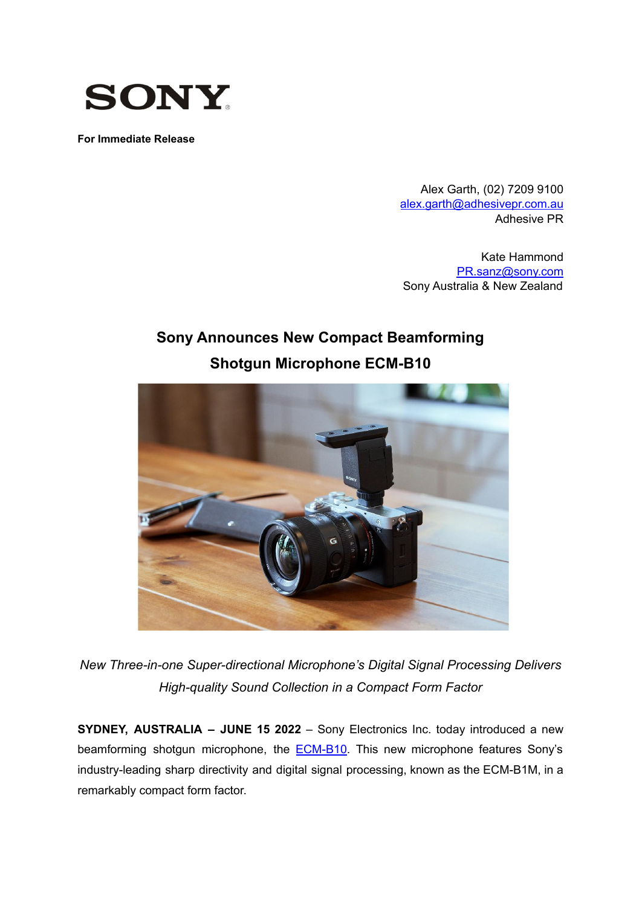SONY

**For Immediate Release**

Alex Garth, (02) 7209 9100
alex.garth@adhesivepr.com.au
Adhesive PR

Kate Hammond
PR.sanz@sony.com
Sony Australia & New Zealand

# Sony Announces New Compact Beamforming Shotgun Microphone ECM-B10

*New Three-in-one Super-directional Microphone's Digital Signal Processing Delivers High-quality Sound Collection in a Compact Form Factor*

**SYDNEY, AUSTRALIA – JUNE 15 2022** – Sony Electronics Inc. today introduced a new beamforming shotgun microphone, the ECM-B10. This new microphone features Sony's industry-leading sharp directivity and digital signal processing, known as the ECM-B1M, in a remarkably compact form factor.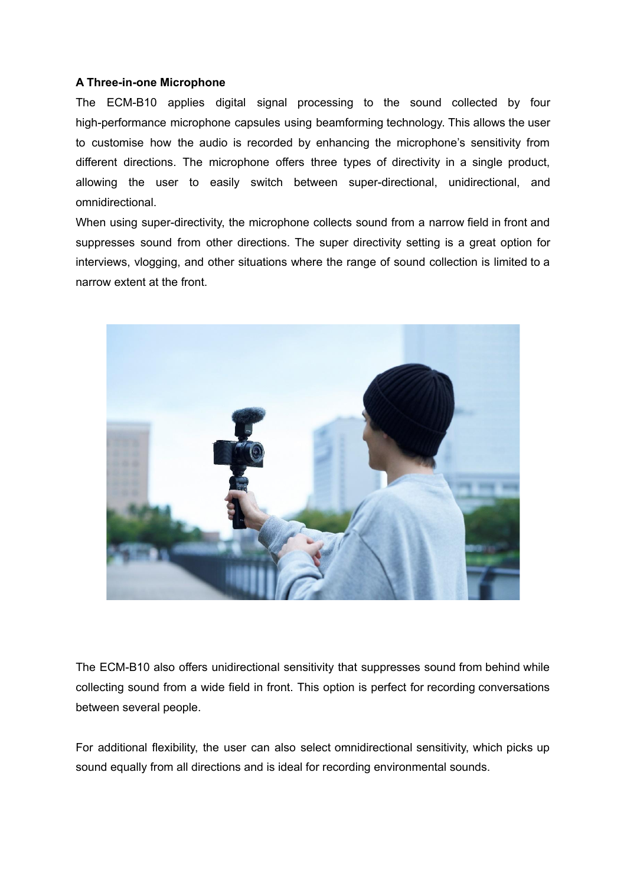**A Three-in-one Microphone**

The ECM-B10 applies digital signal processing to the sound collected by four high-performance microphone capsules using beamforming technology. This allows the user to customise how the audio is recorded by enhancing the microphone's sensitivity from different directions. The microphone offers three types of directivity in a single product, allowing the user to easily switch between super-directional, unidirectional, and omnidirectional.

When using super-directivity, the microphone collects sound from a narrow field in front and suppresses sound from other directions. The super directivity setting is a great option for interviews, vlogging, and other situations where the range of sound collection is limited to a narrow extent at the front.

The ECM-B10 also offers unidirectional sensitivity that suppresses sound from behind while collecting sound from a wide field in front. This option is perfect for recording conversations between several people.

For additional flexibility, the user can also select omnidirectional sensitivity, which picks up sound equally from all directions and is ideal for recording environmental sounds.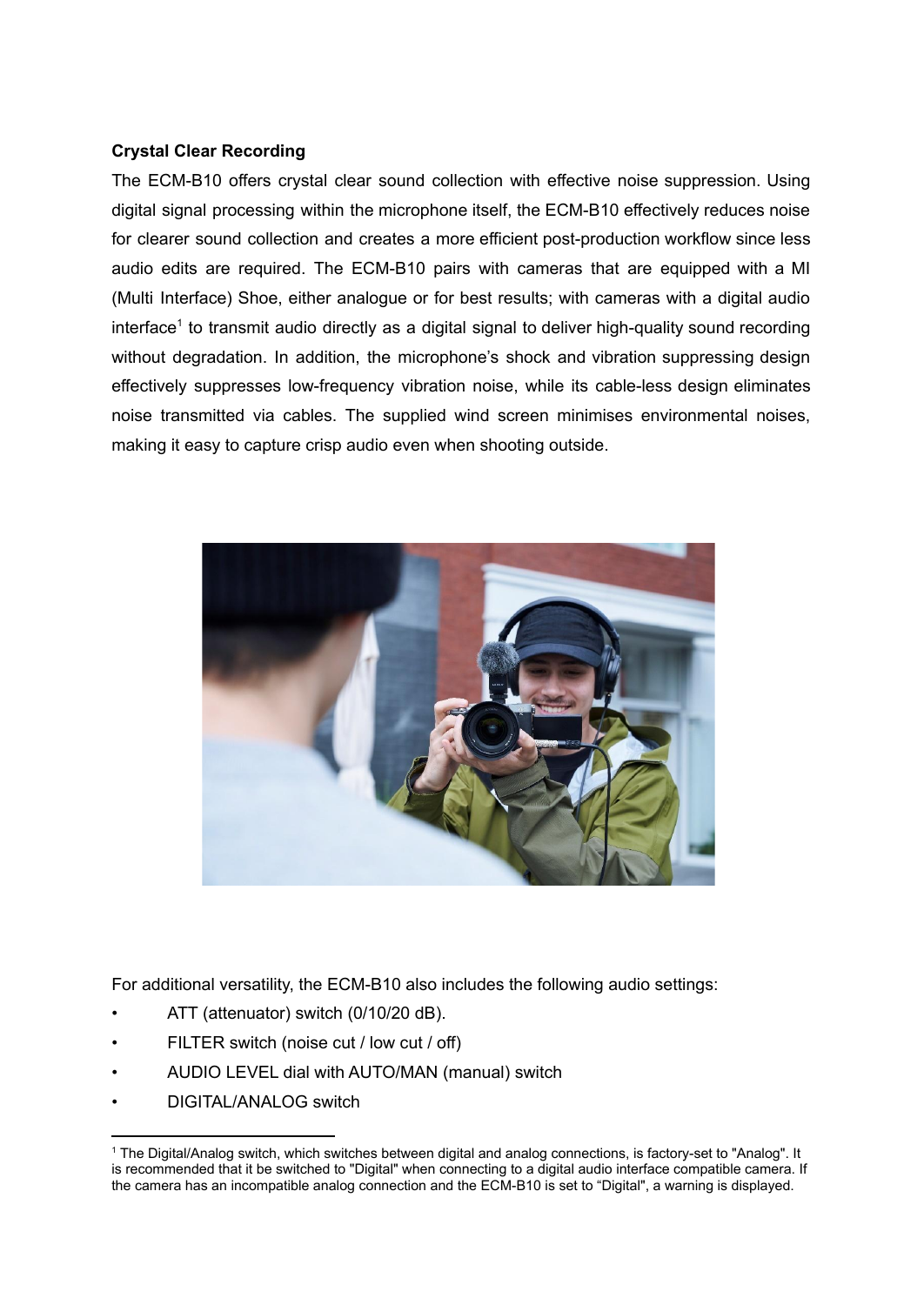**Crystal Clear Recording**

The ECM-B10 offers crystal clear sound collection with effective noise suppression. Using digital signal processing within the microphone itself, the ECM-B10 effectively reduces noise for clearer sound collection and creates a more efficient post-production workflow since less audio edits are required. The ECM-B10 pairs with cameras that are equipped with a MI (Multi Interface) Shoe, either analogue or for best results; with cameras with a digital audio interface[1] to transmit audio directly as a digital signal to deliver high-quality sound recording without degradation. In addition, the microphone's shock and vibration suppressing design effectively suppresses low-frequency vibration noise, while its cable-less design eliminates noise transmitted via cables. The supplied wind screen minimises environmental noises, making it easy to capture crisp audio even when shooting outside.

For additional versatility, the ECM-B10 also includes the following audio settings:

- ATT (attenuator) switch (0/10/20 dB).
- FILTER switch (noise cut / low cut / off)
- AUDIO LEVEL dial with AUTO/MAN (manual) switch
- DIGITAL/ANALOG switch

[1] The Digital/Analog switch, which switches between digital and analog connections, is factory-set to "Analog". It is recommended that it be switched to "Digital" when connecting to a digital audio interface compatible camera. If the camera has an incompatible analog connection and the ECM-B10 is set to "Digital", a warning is displayed.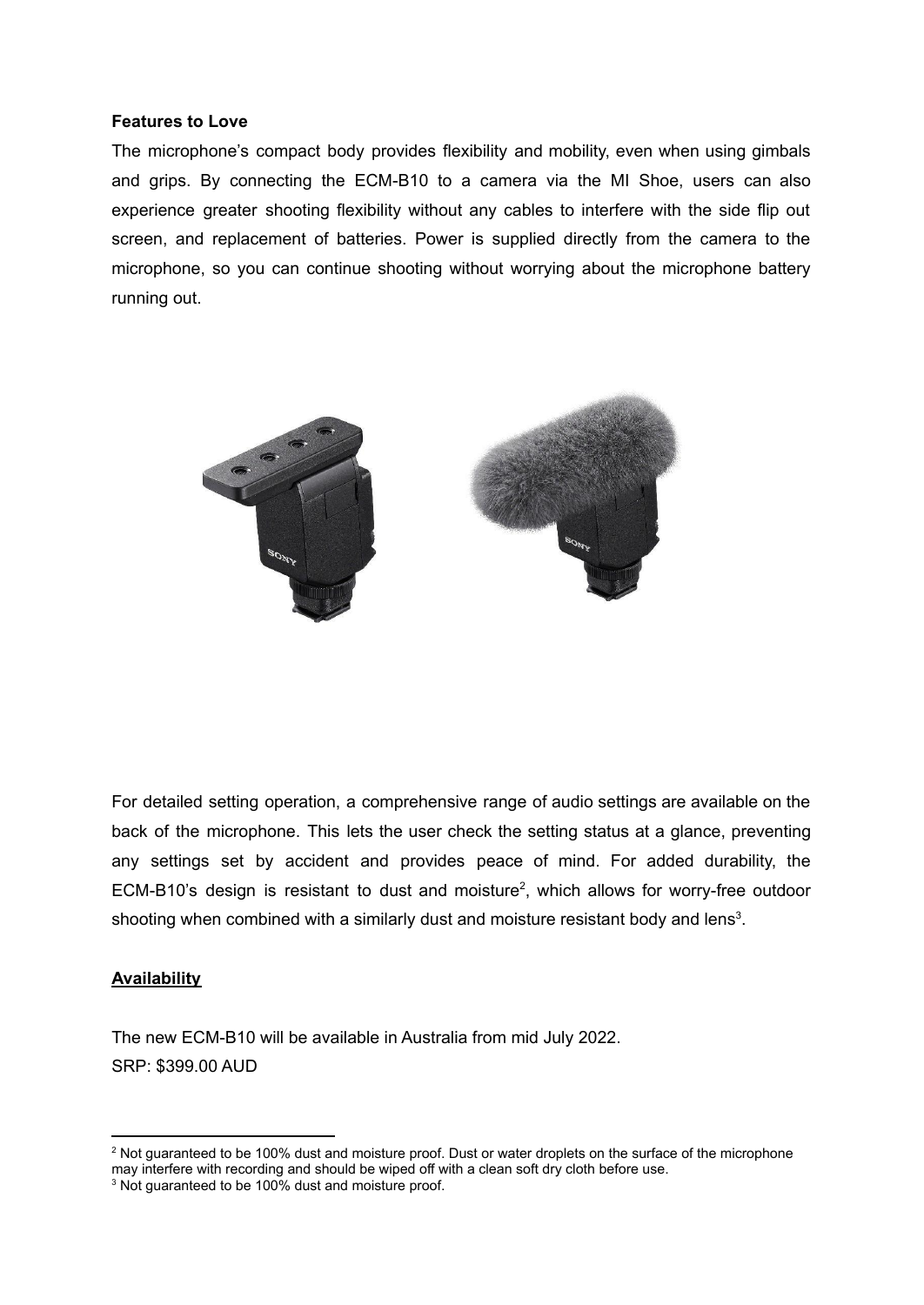**Features to Love**

The microphone's compact body provides flexibility and mobility, even when using gimbals and grips. By connecting the ECM-B10 to a camera via the MI Shoe, users can also experience greater shooting flexibility without any cables to interfere with the side flip out screen, and replacement of batteries. Power is supplied directly from the camera to the microphone, so you can continue shooting without worrying about the microphone battery running out.

For detailed setting operation, a comprehensive range of audio settings are available on the back of the microphone. This lets the user check the setting status at a glance, preventing any settings set by accident and provides peace of mind. For added durability, the ECM-B10's design is resistant to dust and moisture[2], which allows for worry-free outdoor shooting when combined with a similarly dust and moisture resistant body and lens[3].

**Availability**

The new ECM-B10 will be available in Australia from mid July 2022.
SRP: $399.00 AUD

---

[2] Not guaranteed to be 100% dust and moisture proof. Dust or water droplets on the surface of the microphone may interfere with recording and should be wiped off with a clean soft dry cloth before use.

[3] Not guaranteed to be 100% dust and moisture proof.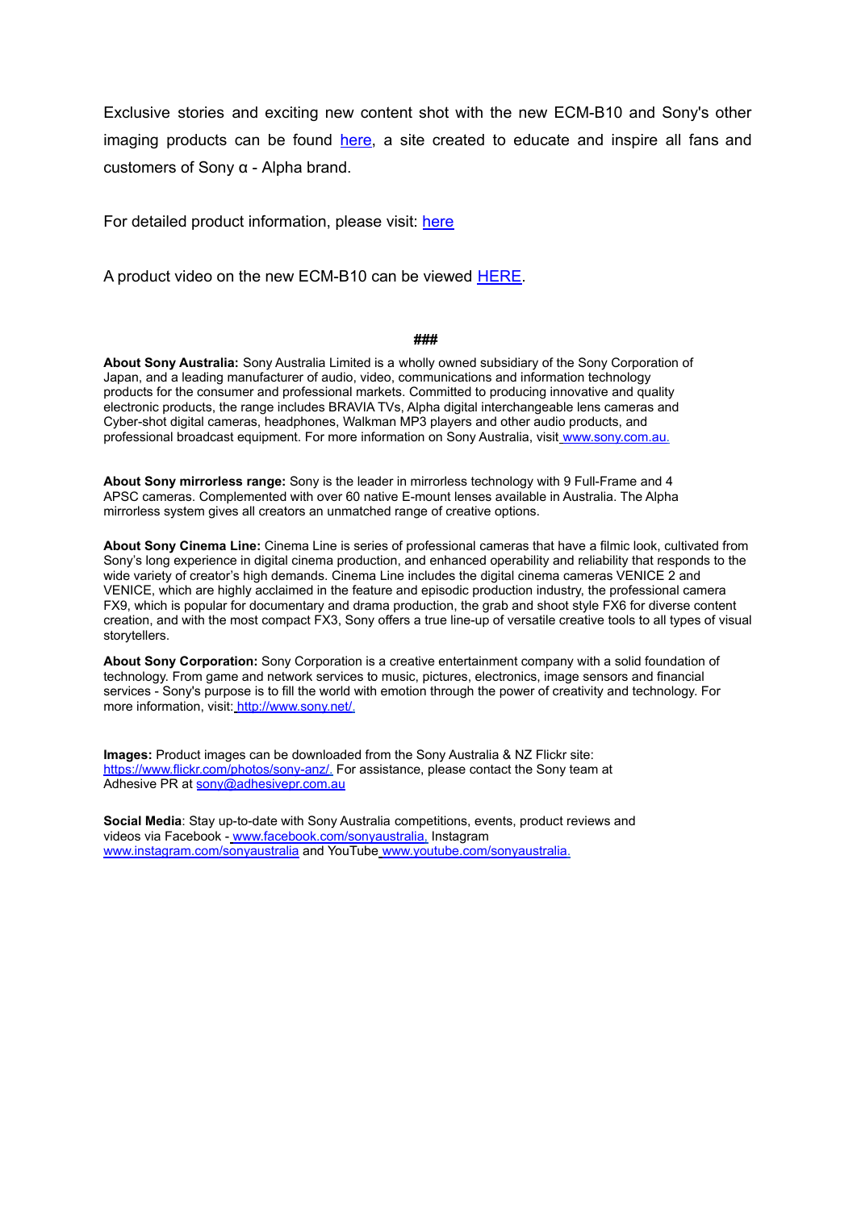Exclusive stories and exciting new content shot with the new ECM-B10 and Sony's other imaging products can be found here, a site created to educate and inspire all fans and customers of Sony α - Alpha brand.

For detailed product information, please visit: here

A product video on the new ECM-B10 can be viewed HERE.

***###***

**About Sony Australia:** Sony Australia Limited is a wholly owned subsidiary of the Sony Corporation of Japan, and a leading manufacturer of audio, video, communications and information technology products for the consumer and professional markets. Committed to producing innovative and quality electronic products, the range includes BRAVIA TVs, Alpha digital interchangeable lens cameras and Cyber-shot digital cameras, headphones, Walkman MP3 players and other audio products, and professional broadcast equipment. For more information on Sony Australia, visit www.sony.com.au.

**About Sony mirrorless range:** Sony is the leader in mirrorless technology with 9 Full-Frame and 4 APSC cameras. Complemented with over 60 native E-mount lenses available in Australia. The Alpha mirrorless system gives all creators an unmatched range of creative options.

**About Sony Cinema Line:** Cinema Line is series of professional cameras that have a filmic look, cultivated from Sony's long experience in digital cinema production, and enhanced operability and reliability that responds to the wide variety of creator's high demands. Cinema Line includes the digital cinema cameras VENICE 2 and VENICE, which are highly acclaimed in the feature and episodic production industry, the professional camera FX9, which is popular for documentary and drama production, the grab and shoot style FX6 for diverse content creation, and with the most compact FX3, Sony offers a true line-up of versatile creative tools to all types of visual storytellers.

**About Sony Corporation:** Sony Corporation is a creative entertainment company with a solid foundation of technology. From game and network services to music, pictures, electronics, image sensors and financial services - Sony's purpose is to fill the world with emotion through the power of creativity and technology. For more information, visit: http://www.sony.net/.

**Images:** Product images can be downloaded from the Sony Australia & NZ Flickr site: https://www.flickr.com/photos/sony-anz/. For assistance, please contact the Sony team at Adhesive PR at sony@adhesivepr.com.au

**Social Media**: Stay up-to-date with Sony Australia competitions, events, product reviews and videos via Facebook - www.facebook.com/sonyaustralia, Instagram www.instagram.com/sonyaustralia and YouTube www.youtube.com/sonyaustralia.